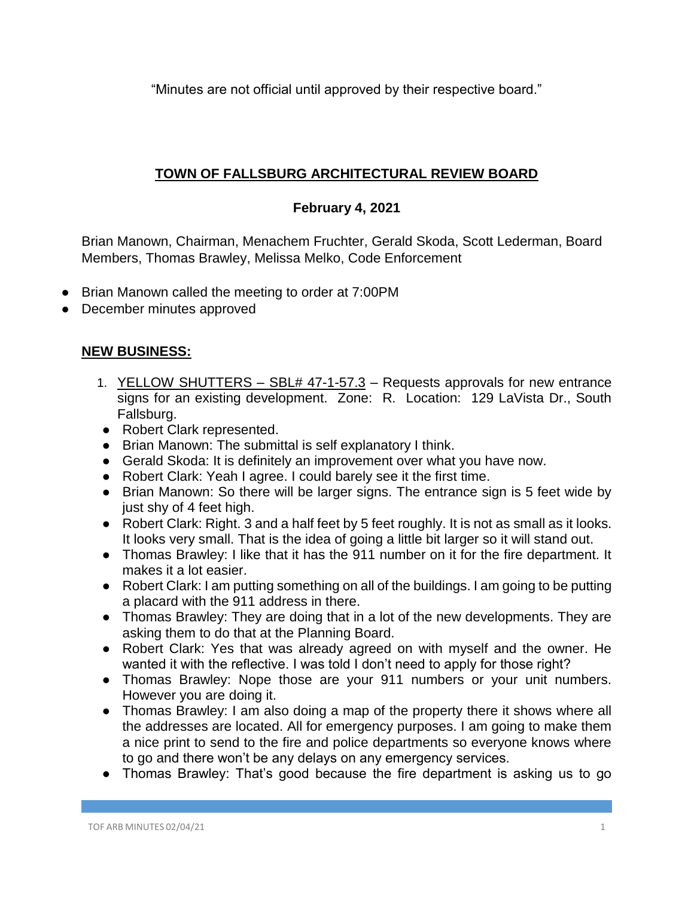"Minutes are not official until approved by their respective board."

# TOWN OF FALLSBURG ARCHITECTURAL REVIEW BOARD

## February 4, 2021

Brian Manown, Chairman, Menachem Fruchter, Gerald Skoda, Scott Lederman, Board Members, Thomas Brawley, Melissa Melko, Code Enforcement

- Brian Manown called the meeting to order at 7:00PM
- December minutes approved

## NEW BUSINESS:

1. YELLOW SHUTTERS – SBL# 47-1-57.3 – Requests approvals for new entrance signs for an existing development. Zone: R. Location: 129 LaVista Dr., South Fallsburg.
   - Robert Clark represented.
   - Brian Manown: The submittal is self explanatory I think.
   - Gerald Skoda: It is definitely an improvement over what you have now.
   - Robert Clark: Yeah I agree. I could barely see it the first time.
   - Brian Manown: So there will be larger signs. The entrance sign is 5 feet wide by just shy of 4 feet high.
   - Robert Clark: Right. 3 and a half feet by 5 feet roughly. It is not as small as it looks. It looks very small. That is the idea of going a little bit larger so it will stand out.
   - Thomas Brawley: I like that it has the 911 number on it for the fire department. It makes it a lot easier.
   - Robert Clark: I am putting something on all of the buildings. I am going to be putting a placard with the 911 address in there.
   - Thomas Brawley: They are doing that in a lot of the new developments. They are asking them to do that at the Planning Board.
   - Robert Clark: Yes that was already agreed on with myself and the owner. He wanted it with the reflective. I was told I don't need to apply for those right?
   - Thomas Brawley: Nope those are your 911 numbers or your unit numbers. However you are doing it.
   - Thomas Brawley: I am also doing a map of the property there it shows where all the addresses are located. All for emergency purposes. I am going to make them a nice print to send to the fire and police departments so everyone knows where to go and there won't be any delays on any emergency services.
   - Thomas Brawley: That's good because the fire department is asking us to go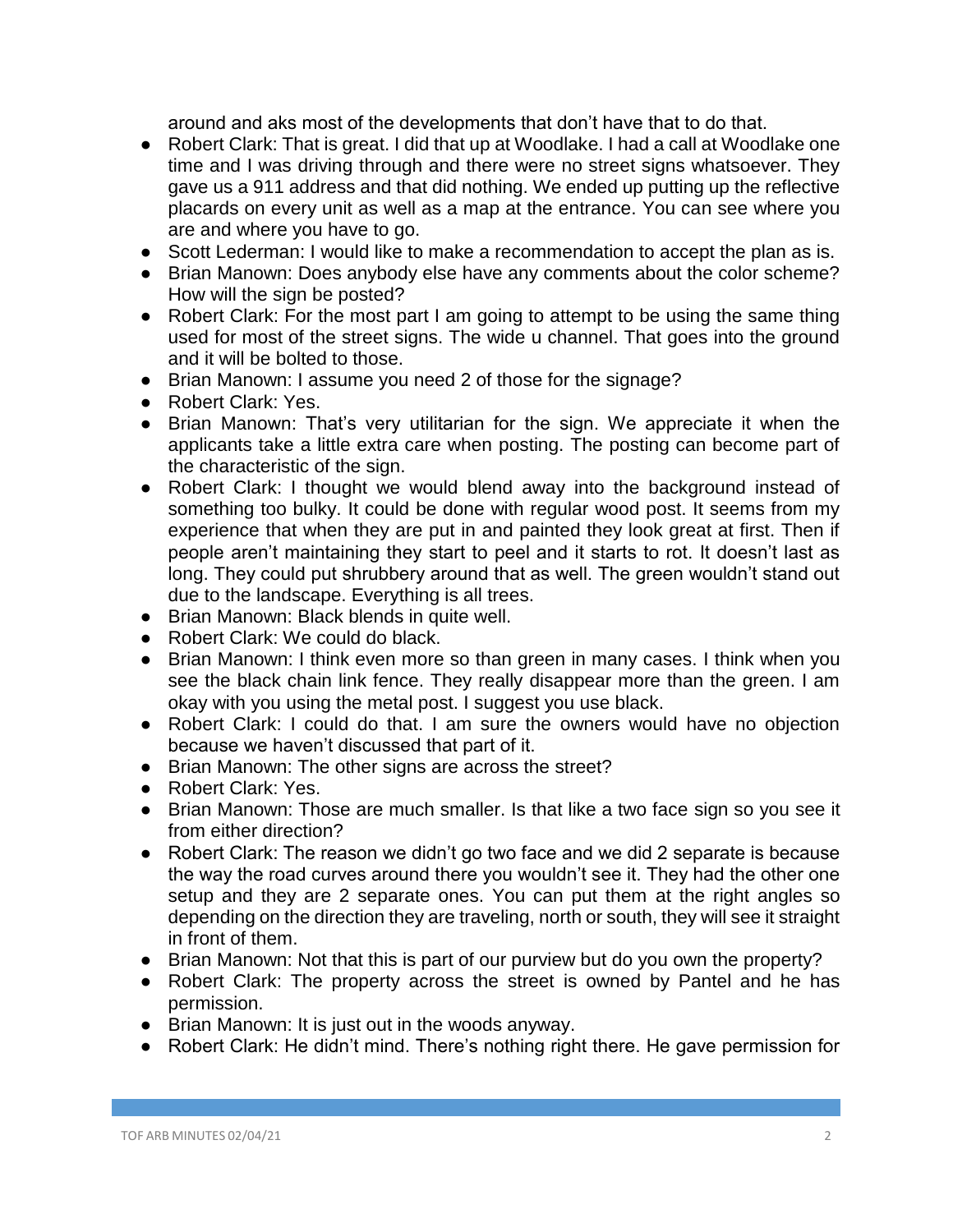around and aks most of the developments that don't have that to do that.

- Robert Clark: That is great. I did that up at Woodlake. I had a call at Woodlake one time and I was driving through and there were no street signs whatsoever. They gave us a 911 address and that did nothing. We ended up putting up the reflective placards on every unit as well as a map at the entrance. You can see where you are and where you have to go.
- Scott Lederman: I would like to make a recommendation to accept the plan as is.
- Brian Manown: Does anybody else have any comments about the color scheme? How will the sign be posted?
- Robert Clark: For the most part I am going to attempt to be using the same thing used for most of the street signs. The wide u channel. That goes into the ground and it will be bolted to those.
- Brian Manown: I assume you need 2 of those for the signage?
- Robert Clark: Yes.
- Brian Manown: That's very utilitarian for the sign. We appreciate it when the applicants take a little extra care when posting. The posting can become part of the characteristic of the sign.
- Robert Clark: I thought we would blend away into the background instead of something too bulky. It could be done with regular wood post. It seems from my experience that when they are put in and painted they look great at first. Then if people aren't maintaining they start to peel and it starts to rot. It doesn't last as long. They could put shrubbery around that as well. The green wouldn't stand out due to the landscape. Everything is all trees.
- Brian Manown: Black blends in quite well.
- Robert Clark: We could do black.
- Brian Manown: I think even more so than green in many cases. I think when you see the black chain link fence. They really disappear more than the green. I am okay with you using the metal post. I suggest you use black.
- Robert Clark: I could do that. I am sure the owners would have no objection because we haven't discussed that part of it.
- Brian Manown: The other signs are across the street?
- Robert Clark: Yes.
- Brian Manown: Those are much smaller. Is that like a two face sign so you see it from either direction?
- Robert Clark: The reason we didn't go two face and we did 2 separate is because the way the road curves around there you wouldn't see it. They had the other one setup and they are 2 separate ones. You can put them at the right angles so depending on the direction they are traveling, north or south, they will see it straight in front of them.
- Brian Manown: Not that this is part of our purview but do you own the property?
- Robert Clark: The property across the street is owned by Pantel and he has permission.
- Brian Manown: It is just out in the woods anyway.
- Robert Clark: He didn't mind. There's nothing right there. He gave permission for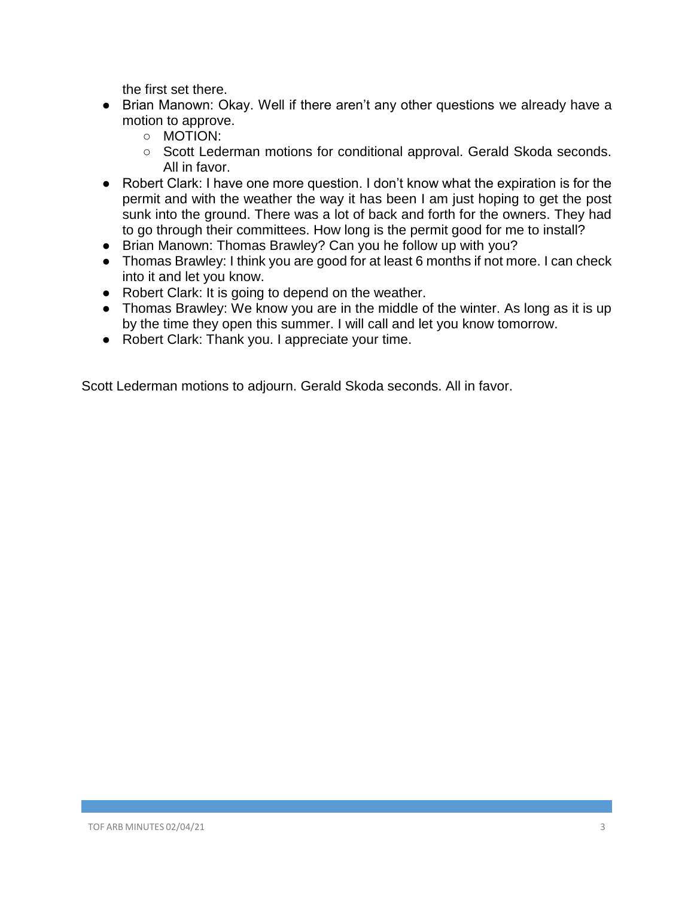the first set there.

- Brian Manown: Okay. Well if there aren't any other questions we already have a motion to approve.
  - MOTION:
  - Scott Lederman motions for conditional approval. Gerald Skoda seconds. All in favor.
- Robert Clark: I have one more question. I don't know what the expiration is for the permit and with the weather the way it has been I am just hoping to get the post sunk into the ground. There was a lot of back and forth for the owners. They had to go through their committees. How long is the permit good for me to install?
- Brian Manown: Thomas Brawley? Can you he follow up with you?
- Thomas Brawley: I think you are good for at least 6 months if not more. I can check into it and let you know.
- Robert Clark: It is going to depend on the weather.
- Thomas Brawley: We know you are in the middle of the winter. As long as it is up by the time they open this summer. I will call and let you know tomorrow.
- Robert Clark: Thank you. I appreciate your time.

Scott Lederman motions to adjourn. Gerald Skoda seconds. All in favor.